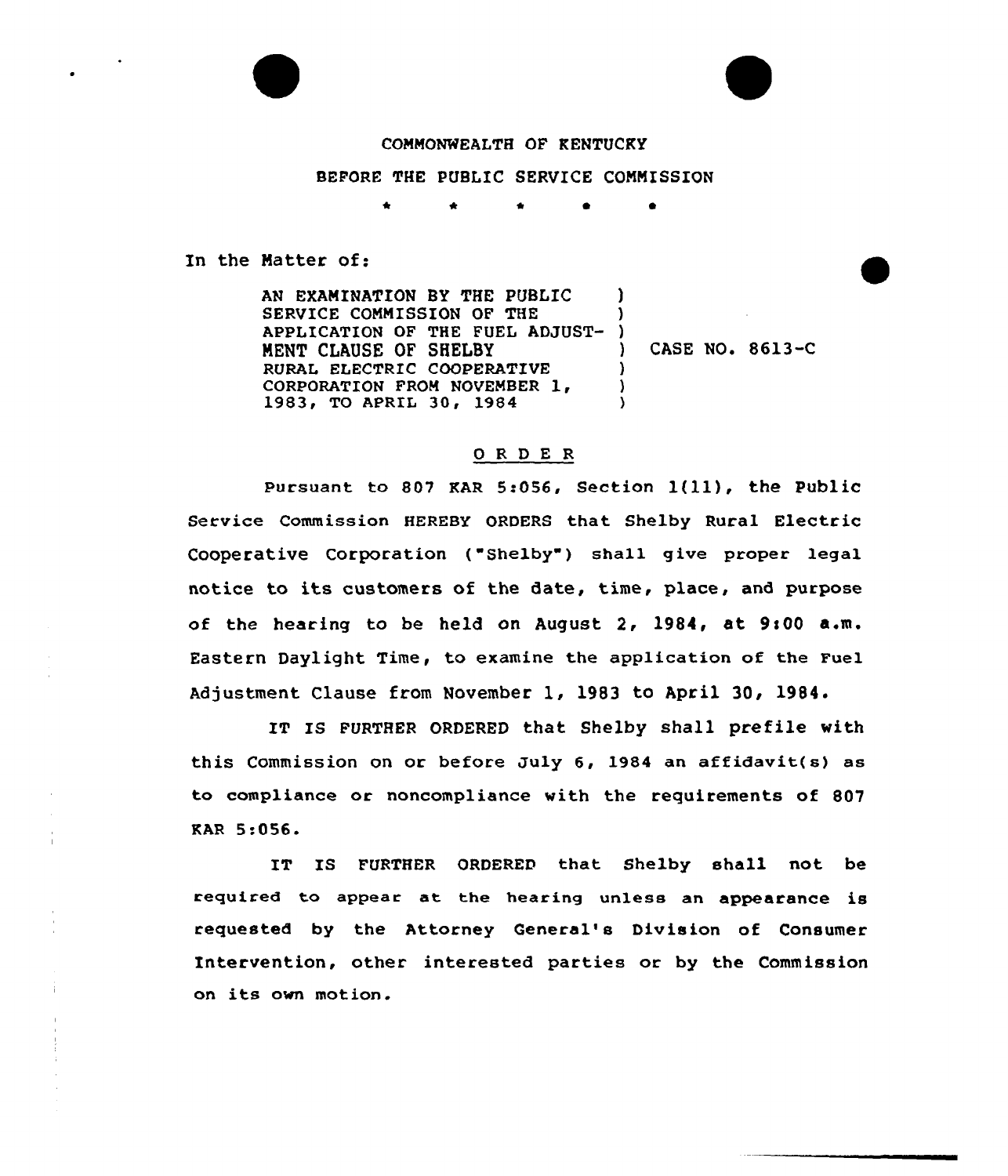COMMONWEALTH OF KENTUCKY

BEFORE THE PUBLIC SERVICE COMMISSION

\* \* \* \* \*

In the Matter of:

AN EXAMINATION BY THE PUBLIC SERVICE COMMISSION OF THE APPLICATION OF THE FUEL ADJUSTMENT CLAUSE OF SHELBY RURAL ELECTRIC COOPERATIVE CORPORATION FROM NOVEMBER 1, 1983, TO APRIL 30, 1984 ) CASE NO. 8613-C

## O R D E R

Pursuant to 807 KAR 5:056, Section 1(11), the Public Service Commission HEREBY ORDERS that Shelby Rural Electric Cooperative Corporation ("Shelby") shall give proper legal notice to its customers of the date, time, place, and purpose of the hearing to be held on August 2, 1984, at 9:00 a.m. Eastern Daylight Time, to examine the application of the Fuel Adjustment Clause from November 1, 1983 to April 30, 1984.

IT IS FURTHER ORDERED that Shelby shall prefile with this Commission on or before July 6, 1984 an affidavit(s) as to compliance or noncompliance with the requirements of 807 KAR 5:056.

IT IS FURTHER ORDERED that Shelby shall not be required to appear at the hearing unless an appearance is requested by the Attorney General's Division of Consumer Intervention, other interested parties or by the Commission on its own motion.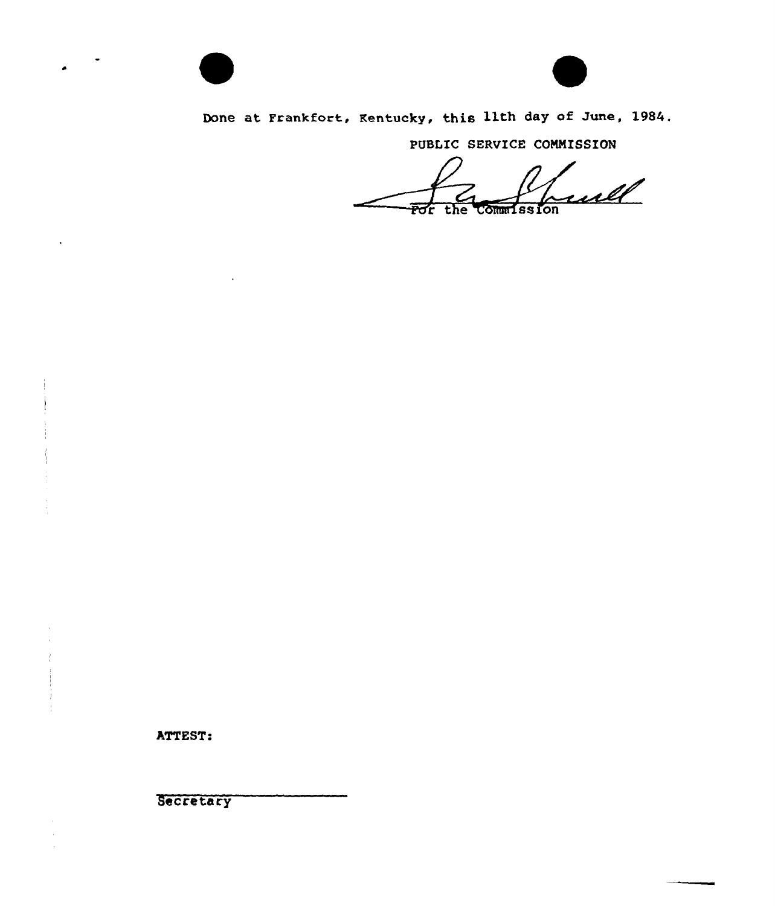Done at Frankfort, Kentucky, this 11th day of June, 1984.

PUBLIC SERVICE COMMISSION

For the Commission

ATTEST:

Secretary